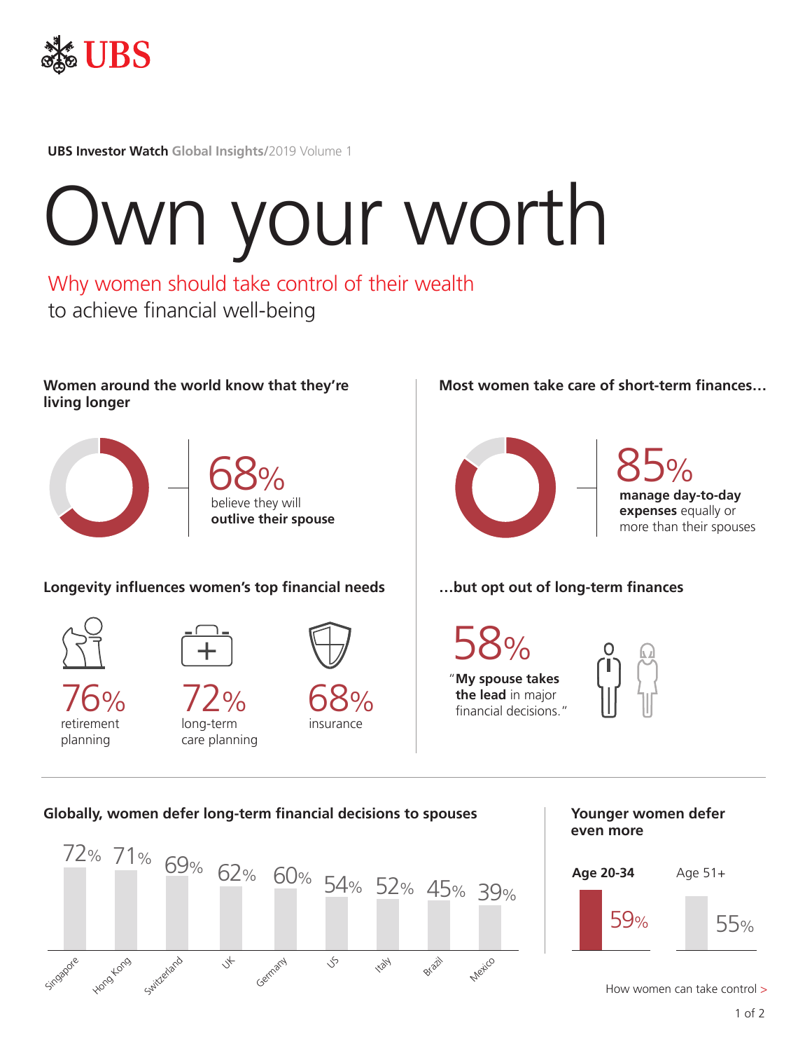**UBS**

**UBS Investor Watch** **Global Insights**/2019 Volume 1

# Own your worth

## Why women should take control of their wealth to achieve financial well-being

### Women around the world know that they're living longer

68% believe they will **outlive their spouse**

### Most women take care of short-term finances…

85% **manage day-to-day expenses** equally or more than their spouses

### Longevity influences women's top financial needs

- 76% retirement planning
- 72% long-term care planning
- 68% insurance

### …but opt out of long-term finances

58% "**My spouse takes the lead** in major financial decisions."

### Globally, women defer long-term financial decisions to spouses

| Country | % |
| --- | --- |
| Singapore | 72% |
| Hong Kong | 71% |
| Switzerland | 69% |
| UK | 62% |
| Germany | 60% |
| US | 54% |
| Italy | 52% |
| Brazil | 45% |
| Mexico | 39% |

### Younger women defer even more

| Age group | % |
| --- | --- |
| **Age 20-34** | 59% |
| Age 51+ | 55% |

How women can take control >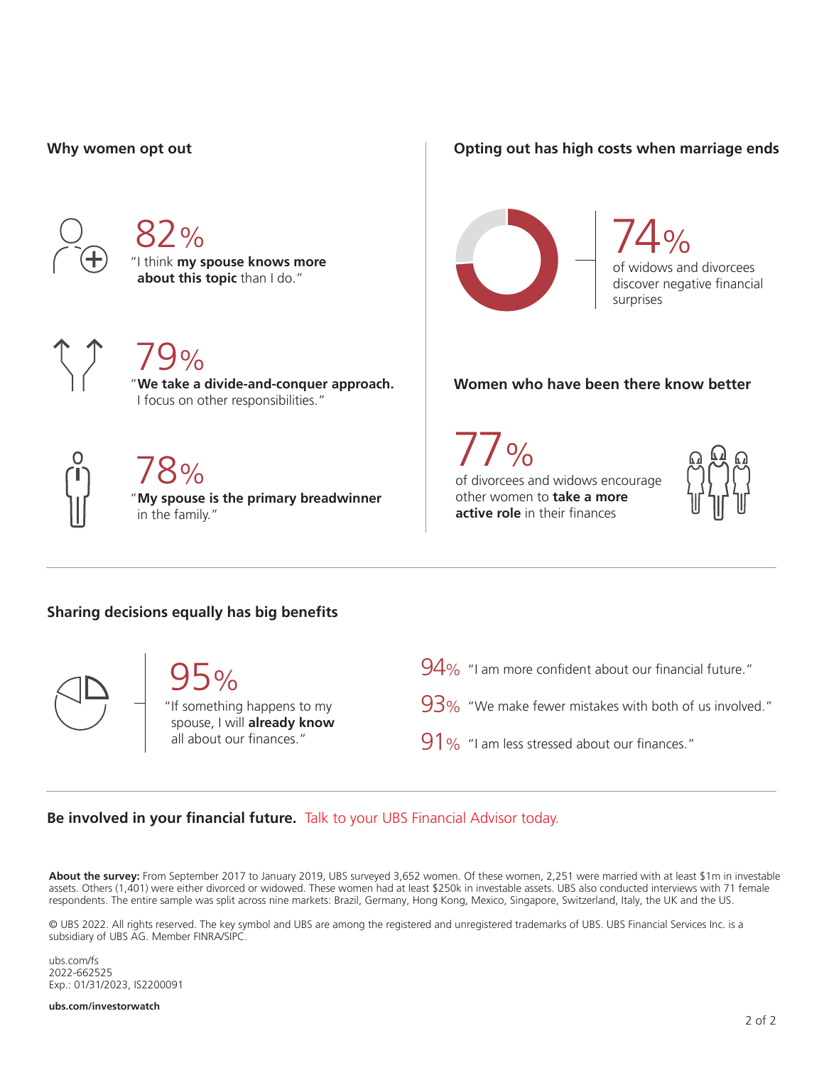## Why women opt out

82%
"I think **my spouse knows more about this topic** than I do."

79%
"**We take a divide-and-conquer approach.** I focus on other responsibilities."

78%
"**My spouse is the primary breadwinner** in the family."

## Opting out has high costs when marriage ends

74%
of widows and divorcees discover negative financial surprises

## Women who have been there know better

77%
of divorcees and widows encourage other women to **take a more active role** in their finances

## Sharing decisions equally has big benefits

95%
"If something happens to my spouse, I will **already know** all about our finances."

94% "I am more confident about our financial future."

93% "We make fewer mistakes with both of us involved."

91% "I am less stressed about our finances."

**Be involved in your financial future.** Talk to your UBS Financial Advisor today.

**About the survey:** From September 2017 to January 2019, UBS surveyed 3,652 women. Of these women, 2,251 were married with at least $1m in investable assets. Others (1,401) were either divorced or widowed. These women had at least $250k in investable assets. UBS also conducted interviews with 71 female respondents. The entire sample was split across nine markets: Brazil, Germany, Hong Kong, Mexico, Singapore, Switzerland, Italy, the UK and the US.

© UBS 2022. All rights reserved. The key symbol and UBS are among the registered and unregistered trademarks of UBS. UBS Financial Services Inc. is a subsidiary of UBS AG. Member FINRA/SIPC.

ubs.com/fs
2022-662525
Exp.: 01/31/2023, IS2200091

**ubs.com/investorwatch**